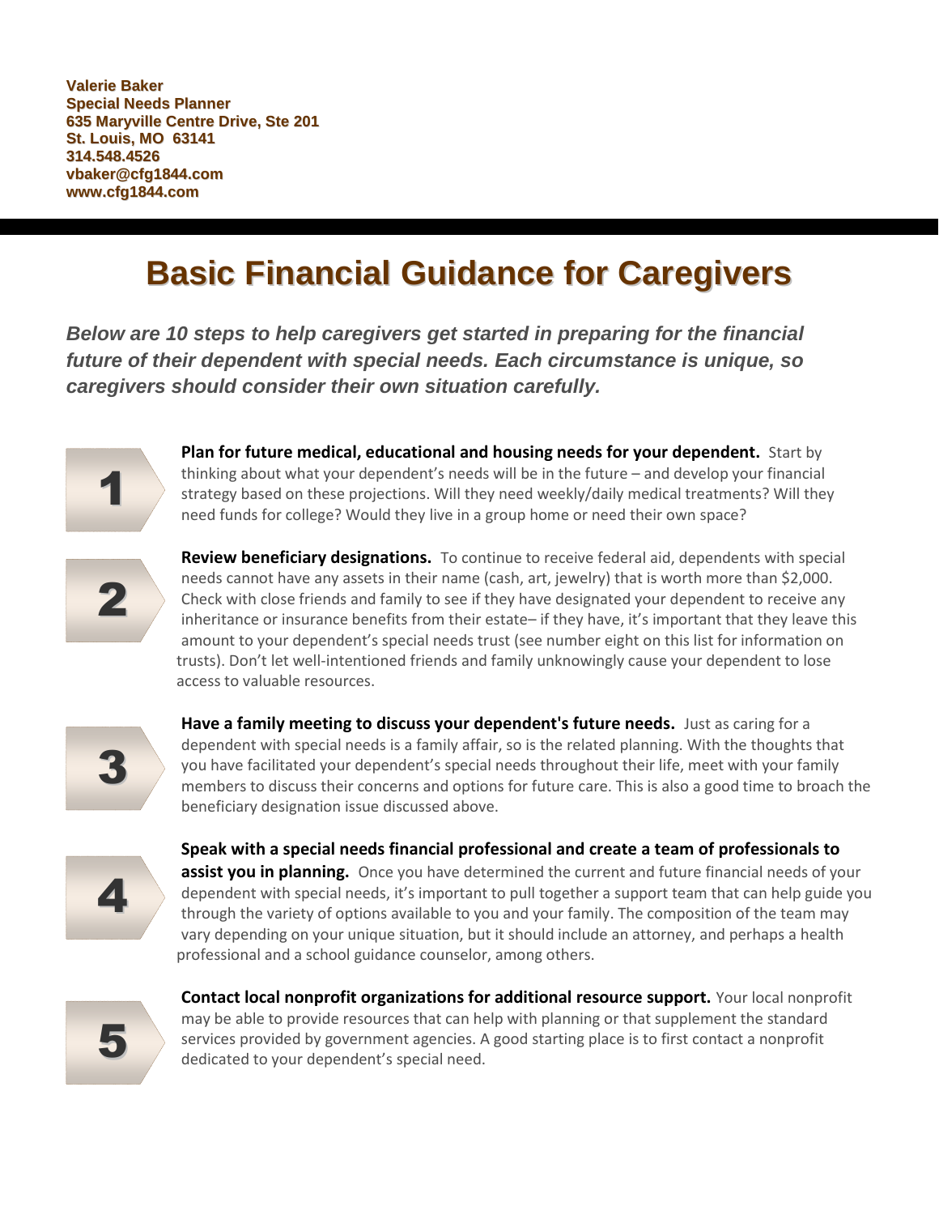**Valerie Baker**
**Special Needs Planner**
**635 Maryville Centre Drive, Ste 201**
**St. Louis, MO 63141**
**314.548.4526**
**vbaker@cfg1844.com**
**www.cfg1844.com**

# Basic Financial Guidance for Caregivers

***Below are 10 steps to help caregivers get started in preparing for the financial future of their dependent with special needs. Each circumstance is unique, so caregivers should consider their own situation carefully.***

1. **Plan for future medical, educational and housing needs for your dependent.** Start by thinking about what your dependent's needs will be in the future – and develop your financial strategy based on these projections. Will they need weekly/daily medical treatments? Will they need funds for college? Would they live in a group home or need their own space?

2. **Review beneficiary designations.** To continue to receive federal aid, dependents with special needs cannot have any assets in their name (cash, art, jewelry) that is worth more than $2,000. Check with close friends and family to see if they have designated your dependent to receive any inheritance or insurance benefits from their estate– if they have, it's important that they leave this amount to your dependent's special needs trust (see number eight on this list for information on trusts). Don't let well-intentioned friends and family unknowingly cause your dependent to lose access to valuable resources.

3. **Have a family meeting to discuss your dependent's future needs.** Just as caring for a dependent with special needs is a family affair, so is the related planning. With the thoughts that you have facilitated your dependent's special needs throughout their life, meet with your family members to discuss their concerns and options for future care. This is also a good time to broach the beneficiary designation issue discussed above.

4. **Speak with a special needs financial professional and create a team of professionals to assist you in planning.** Once you have determined the current and future financial needs of your dependent with special needs, it's important to pull together a support team that can help guide you through the variety of options available to you and your family. The composition of the team may vary depending on your unique situation, but it should include an attorney, and perhaps a health professional and a school guidance counselor, among others.

5. **Contact local nonprofit organizations for additional resource support.** Your local nonprofit may be able to provide resources that can help with planning or that supplement the standard services provided by government agencies. A good starting place is to first contact a nonprofit dedicated to your dependent's special need.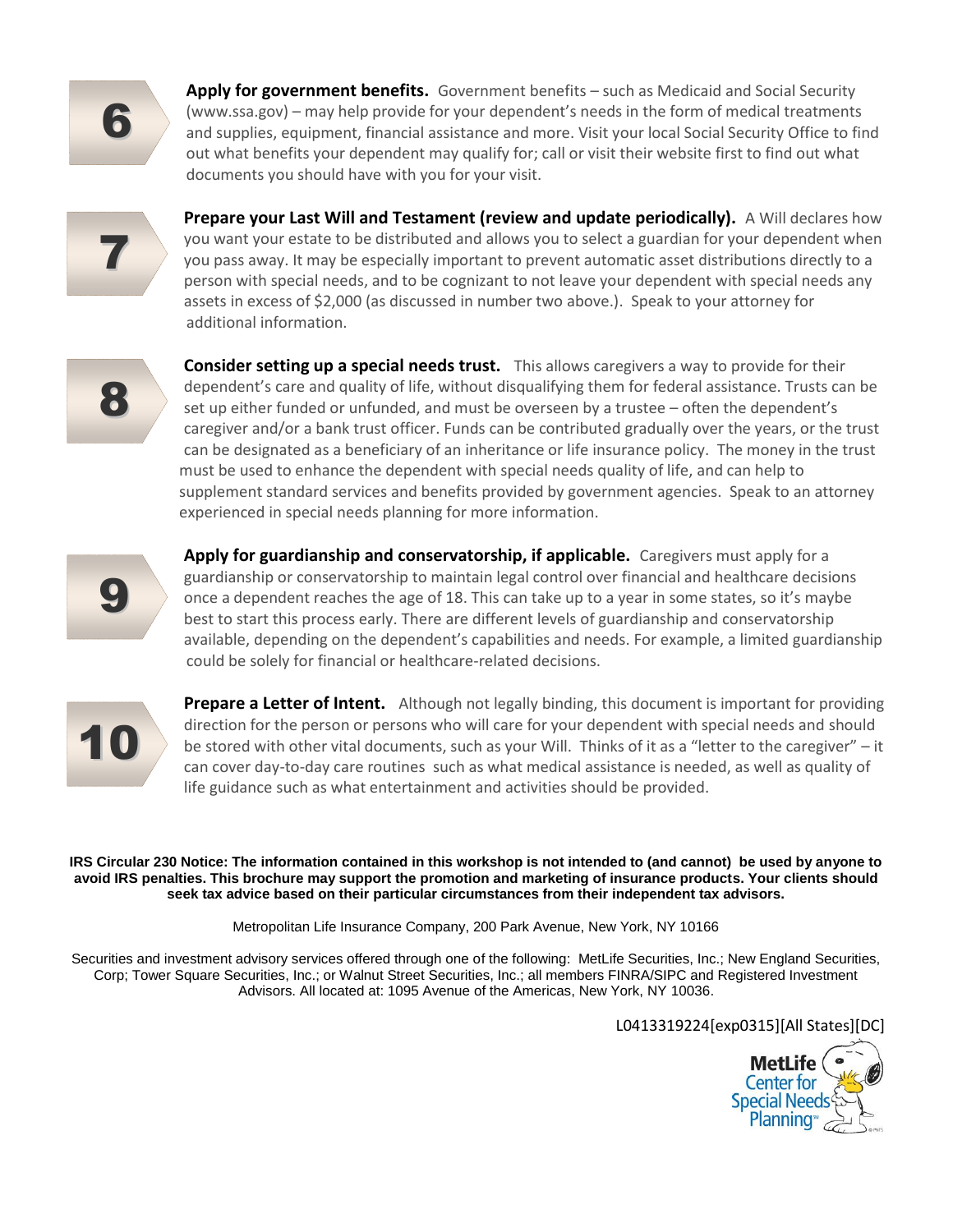**6** **Apply for government benefits.** Government benefits – such as Medicaid and Social Security (www.ssa.gov) – may help provide for your dependent's needs in the form of medical treatments and supplies, equipment, financial assistance and more. Visit your local Social Security Office to find out what benefits your dependent may qualify for; call or visit their website first to find out what documents you should have with you for your visit.

**7** **Prepare your Last Will and Testament (review and update periodically).** A Will declares how you want your estate to be distributed and allows you to select a guardian for your dependent when you pass away. It may be especially important to prevent automatic asset distributions directly to a person with special needs, and to be cognizant to not leave your dependent with special needs any assets in excess of $2,000 (as discussed in number two above.). Speak to your attorney for additional information.

**8** **Consider setting up a special needs trust.** This allows caregivers a way to provide for their dependent's care and quality of life, without disqualifying them for federal assistance. Trusts can be set up either funded or unfunded, and must be overseen by a trustee – often the dependent's caregiver and/or a bank trust officer. Funds can be contributed gradually over the years, or the trust can be designated as a beneficiary of an inheritance or life insurance policy. The money in the trust must be used to enhance the dependent with special needs quality of life, and can help to supplement standard services and benefits provided by government agencies. Speak to an attorney experienced in special needs planning for more information.

**9** **Apply for guardianship and conservatorship, if applicable.** Caregivers must apply for a guardianship or conservatorship to maintain legal control over financial and healthcare decisions once a dependent reaches the age of 18. This can take up to a year in some states, so it's maybe best to start this process early. There are different levels of guardianship and conservatorship available, depending on the dependent's capabilities and needs. For example, a limited guardianship could be solely for financial or healthcare-related decisions.

**10** **Prepare a Letter of Intent.** Although not legally binding, this document is important for providing direction for the person or persons who will care for your dependent with special needs and should be stored with other vital documents, such as your Will. Thinks of it as a "letter to the caregiver" – it can cover day-to-day care routines such as what medical assistance is needed, as well as quality of life guidance such as what entertainment and activities should be provided.

**IRS Circular 230 Notice: The information contained in this workshop is not intended to (and cannot) be used by anyone to avoid IRS penalties. This brochure may support the promotion and marketing of insurance products. Your clients should seek tax advice based on their particular circumstances from their independent tax advisors.**

Metropolitan Life Insurance Company, 200 Park Avenue, New York, NY 10166

Securities and investment advisory services offered through one of the following: MetLife Securities, Inc.; New England Securities, Corp; Tower Square Securities, Inc.; or Walnut Street Securities, Inc.; all members FINRA/SIPC and Registered Investment Advisors. All located at: 1095 Avenue of the Americas, New York, NY 10036.

L0413319224[exp0315][All States][DC]

MetLife Center for Special Needs Planning℠